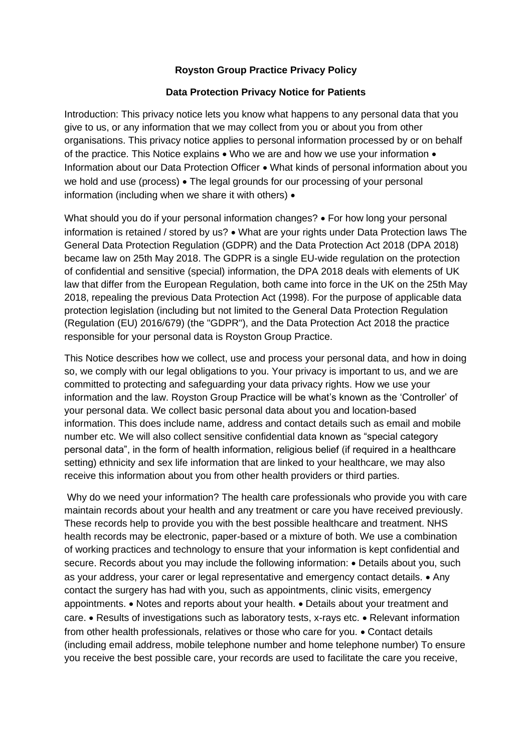**Royston Group Practice Privacy Policy**

**Data Protection Privacy Notice for Patients**

Introduction: This privacy notice lets you know what happens to any personal data that you give to us, or any information that we may collect from you or about you from other organisations. This privacy notice applies to personal information processed by or on behalf of the practice. This Notice explains • Who we are and how we use your information • Information about our Data Protection Officer • What kinds of personal information about you we hold and use (process) • The legal grounds for our processing of your personal information (including when we share it with others) •

What should you do if your personal information changes? • For how long your personal information is retained / stored by us? • What are your rights under Data Protection laws The General Data Protection Regulation (GDPR) and the Data Protection Act 2018 (DPA 2018) became law on 25th May 2018. The GDPR is a single EU-wide regulation on the protection of confidential and sensitive (special) information, the DPA 2018 deals with elements of UK law that differ from the European Regulation, both came into force in the UK on the 25th May 2018, repealing the previous Data Protection Act (1998). For the purpose of applicable data protection legislation (including but not limited to the General Data Protection Regulation (Regulation (EU) 2016/679) (the "GDPR"), and the Data Protection Act 2018 the practice responsible for your personal data is Royston Group Practice.

This Notice describes how we collect, use and process your personal data, and how in doing so, we comply with our legal obligations to you. Your privacy is important to us, and we are committed to protecting and safeguarding your data privacy rights. How we use your information and the law. Royston Group Practice will be what's known as the 'Controller' of your personal data. We collect basic personal data about you and location-based information. This does include name, address and contact details such as email and mobile number etc. We will also collect sensitive confidential data known as "special category personal data", in the form of health information, religious belief (if required in a healthcare setting) ethnicity and sex life information that are linked to your healthcare, we may also receive this information about you from other health providers or third parties.

Why do we need your information? The health care professionals who provide you with care maintain records about your health and any treatment or care you have received previously. These records help to provide you with the best possible healthcare and treatment. NHS health records may be electronic, paper-based or a mixture of both. We use a combination of working practices and technology to ensure that your information is kept confidential and secure. Records about you may include the following information: • Details about you, such as your address, your carer or legal representative and emergency contact details. • Any contact the surgery has had with you, such as appointments, clinic visits, emergency appointments. • Notes and reports about your health. • Details about your treatment and care. • Results of investigations such as laboratory tests, x-rays etc. • Relevant information from other health professionals, relatives or those who care for you. • Contact details (including email address, mobile telephone number and home telephone number) To ensure you receive the best possible care, your records are used to facilitate the care you receive,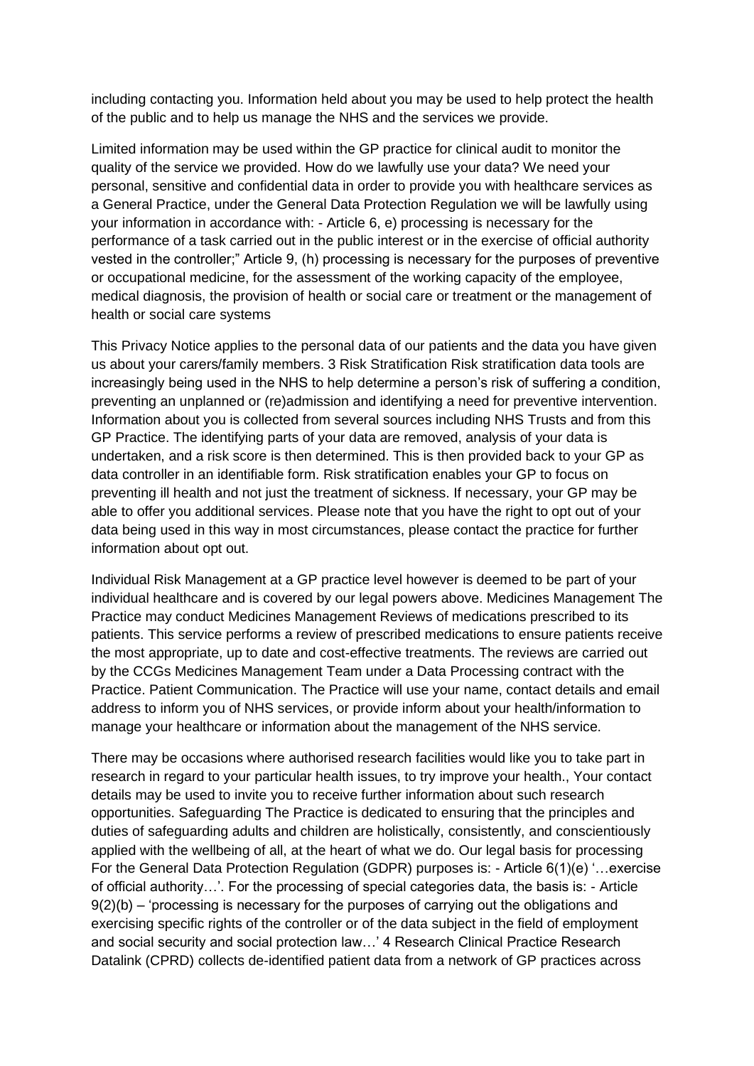including contacting you. Information held about you may be used to help protect the health of the public and to help us manage the NHS and the services we provide.

Limited information may be used within the GP practice for clinical audit to monitor the quality of the service we provided. How do we lawfully use your data? We need your personal, sensitive and confidential data in order to provide you with healthcare services as a General Practice, under the General Data Protection Regulation we will be lawfully using your information in accordance with: - Article 6, e) processing is necessary for the performance of a task carried out in the public interest or in the exercise of official authority vested in the controller;" Article 9, (h) processing is necessary for the purposes of preventive or occupational medicine, for the assessment of the working capacity of the employee, medical diagnosis, the provision of health or social care or treatment or the management of health or social care systems

This Privacy Notice applies to the personal data of our patients and the data you have given us about your carers/family members. 3 Risk Stratification Risk stratification data tools are increasingly being used in the NHS to help determine a person's risk of suffering a condition, preventing an unplanned or (re)admission and identifying a need for preventive intervention. Information about you is collected from several sources including NHS Trusts and from this GP Practice. The identifying parts of your data are removed, analysis of your data is undertaken, and a risk score is then determined. This is then provided back to your GP as data controller in an identifiable form. Risk stratification enables your GP to focus on preventing ill health and not just the treatment of sickness. If necessary, your GP may be able to offer you additional services. Please note that you have the right to opt out of your data being used in this way in most circumstances, please contact the practice for further information about opt out.

Individual Risk Management at a GP practice level however is deemed to be part of your individual healthcare and is covered by our legal powers above. Medicines Management The Practice may conduct Medicines Management Reviews of medications prescribed to its patients. This service performs a review of prescribed medications to ensure patients receive the most appropriate, up to date and cost-effective treatments. The reviews are carried out by the CCGs Medicines Management Team under a Data Processing contract with the Practice. Patient Communication. The Practice will use your name, contact details and email address to inform you of NHS services, or provide inform about your health/information to manage your healthcare or information about the management of the NHS service.

There may be occasions where authorised research facilities would like you to take part in research in regard to your particular health issues, to try improve your health., Your contact details may be used to invite you to receive further information about such research opportunities. Safeguarding The Practice is dedicated to ensuring that the principles and duties of safeguarding adults and children are holistically, consistently, and conscientiously applied with the wellbeing of all, at the heart of what we do. Our legal basis for processing For the General Data Protection Regulation (GDPR) purposes is: - Article 6(1)(e) '…exercise of official authority…'. For the processing of special categories data, the basis is: - Article 9(2)(b) – 'processing is necessary for the purposes of carrying out the obligations and exercising specific rights of the controller or of the data subject in the field of employment and social security and social protection law…' 4 Research Clinical Practice Research Datalink (CPRD) collects de-identified patient data from a network of GP practices across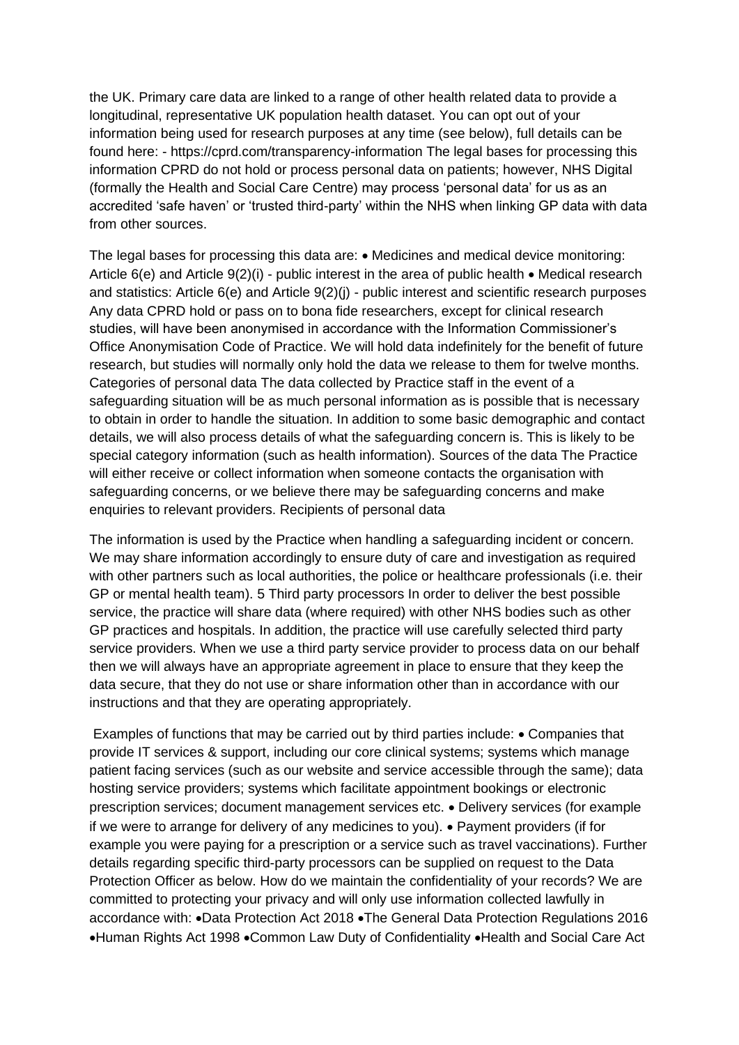the UK. Primary care data are linked to a range of other health related data to provide a longitudinal, representative UK population health dataset. You can opt out of your information being used for research purposes at any time (see below), full details can be found here: - https://cprd.com/transparency-information The legal bases for processing this information CPRD do not hold or process personal data on patients; however, NHS Digital (formally the Health and Social Care Centre) may process 'personal data' for us as an accredited 'safe haven' or 'trusted third-party' within the NHS when linking GP data with data from other sources.

The legal bases for processing this data are: • Medicines and medical device monitoring: Article 6(e) and Article 9(2)(i) - public interest in the area of public health • Medical research and statistics: Article 6(e) and Article 9(2)(j) - public interest and scientific research purposes Any data CPRD hold or pass on to bona fide researchers, except for clinical research studies, will have been anonymised in accordance with the Information Commissioner's Office Anonymisation Code of Practice. We will hold data indefinitely for the benefit of future research, but studies will normally only hold the data we release to them for twelve months. Categories of personal data The data collected by Practice staff in the event of a safeguarding situation will be as much personal information as is possible that is necessary to obtain in order to handle the situation. In addition to some basic demographic and contact details, we will also process details of what the safeguarding concern is. This is likely to be special category information (such as health information). Sources of the data The Practice will either receive or collect information when someone contacts the organisation with safeguarding concerns, or we believe there may be safeguarding concerns and make enquiries to relevant providers. Recipients of personal data

The information is used by the Practice when handling a safeguarding incident or concern. We may share information accordingly to ensure duty of care and investigation as required with other partners such as local authorities, the police or healthcare professionals (i.e. their GP or mental health team). 5 Third party processors In order to deliver the best possible service, the practice will share data (where required) with other NHS bodies such as other GP practices and hospitals. In addition, the practice will use carefully selected third party service providers. When we use a third party service provider to process data on our behalf then we will always have an appropriate agreement in place to ensure that they keep the data secure, that they do not use or share information other than in accordance with our instructions and that they are operating appropriately.

Examples of functions that may be carried out by third parties include: • Companies that provide IT services & support, including our core clinical systems; systems which manage patient facing services (such as our website and service accessible through the same); data hosting service providers; systems which facilitate appointment bookings or electronic prescription services; document management services etc. • Delivery services (for example if we were to arrange for delivery of any medicines to you). • Payment providers (if for example you were paying for a prescription or a service such as travel vaccinations). Further details regarding specific third-party processors can be supplied on request to the Data Protection Officer as below. How do we maintain the confidentiality of your records? We are committed to protecting your privacy and will only use information collected lawfully in accordance with: •Data Protection Act 2018 •The General Data Protection Regulations 2016 •Human Rights Act 1998 •Common Law Duty of Confidentiality •Health and Social Care Act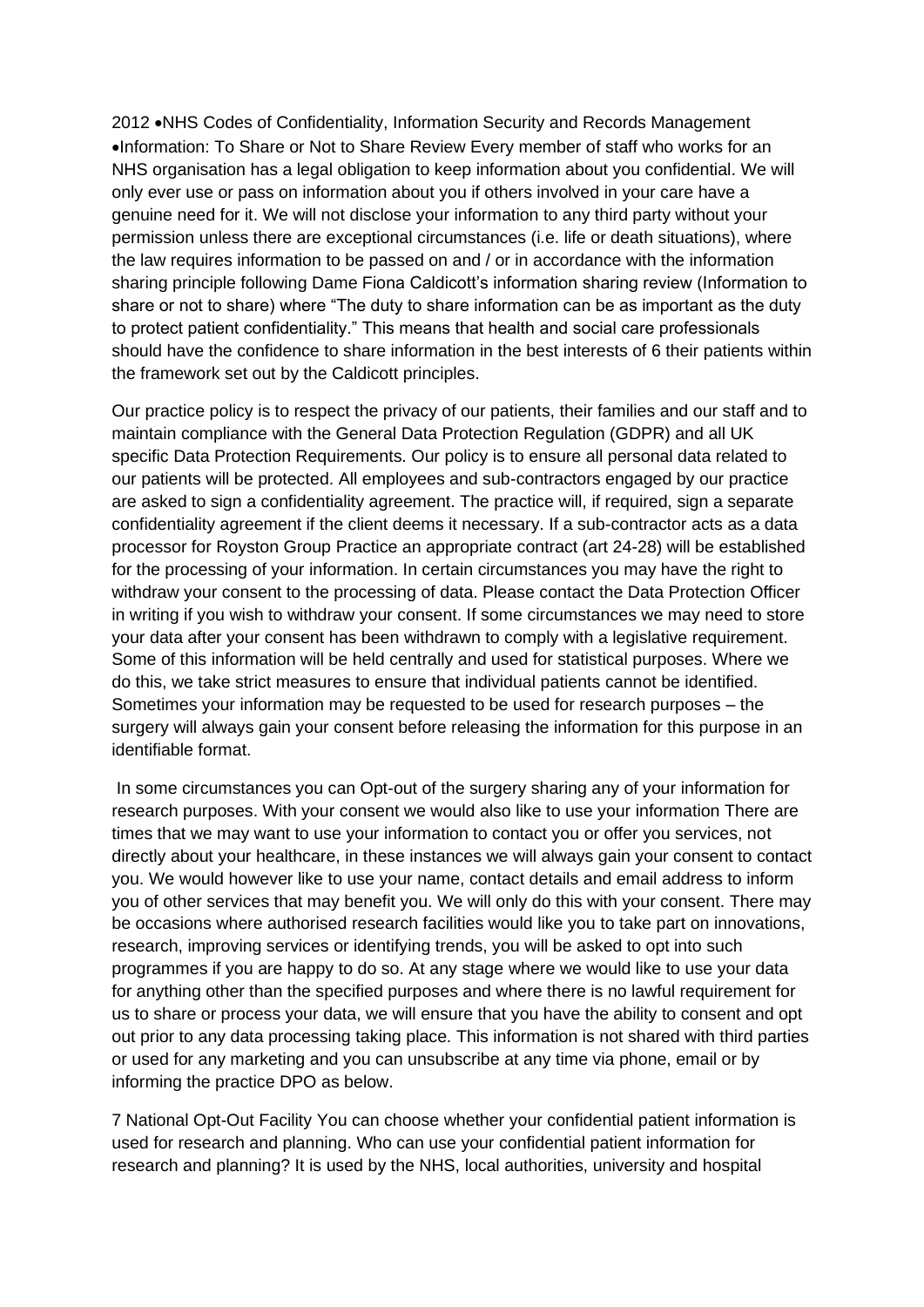2012 •NHS Codes of Confidentiality, Information Security and Records Management •Information: To Share or Not to Share Review Every member of staff who works for an NHS organisation has a legal obligation to keep information about you confidential. We will only ever use or pass on information about you if others involved in your care have a genuine need for it. We will not disclose your information to any third party without your permission unless there are exceptional circumstances (i.e. life or death situations), where the law requires information to be passed on and / or in accordance with the information sharing principle following Dame Fiona Caldicott's information sharing review (Information to share or not to share) where "The duty to share information can be as important as the duty to protect patient confidentiality." This means that health and social care professionals should have the confidence to share information in the best interests of 6 their patients within the framework set out by the Caldicott principles.

Our practice policy is to respect the privacy of our patients, their families and our staff and to maintain compliance with the General Data Protection Regulation (GDPR) and all UK specific Data Protection Requirements. Our policy is to ensure all personal data related to our patients will be protected. All employees and sub-contractors engaged by our practice are asked to sign a confidentiality agreement. The practice will, if required, sign a separate confidentiality agreement if the client deems it necessary. If a sub-contractor acts as a data processor for Royston Group Practice an appropriate contract (art 24-28) will be established for the processing of your information. In certain circumstances you may have the right to withdraw your consent to the processing of data. Please contact the Data Protection Officer in writing if you wish to withdraw your consent. If some circumstances we may need to store your data after your consent has been withdrawn to comply with a legislative requirement. Some of this information will be held centrally and used for statistical purposes. Where we do this, we take strict measures to ensure that individual patients cannot be identified. Sometimes your information may be requested to be used for research purposes – the surgery will always gain your consent before releasing the information for this purpose in an identifiable format.

In some circumstances you can Opt-out of the surgery sharing any of your information for research purposes. With your consent we would also like to use your information There are times that we may want to use your information to contact you or offer you services, not directly about your healthcare, in these instances we will always gain your consent to contact you. We would however like to use your name, contact details and email address to inform you of other services that may benefit you. We will only do this with your consent. There may be occasions where authorised research facilities would like you to take part on innovations, research, improving services or identifying trends, you will be asked to opt into such programmes if you are happy to do so. At any stage where we would like to use your data for anything other than the specified purposes and where there is no lawful requirement for us to share or process your data, we will ensure that you have the ability to consent and opt out prior to any data processing taking place. This information is not shared with third parties or used for any marketing and you can unsubscribe at any time via phone, email or by informing the practice DPO as below.

7 National Opt-Out Facility You can choose whether your confidential patient information is used for research and planning. Who can use your confidential patient information for research and planning? It is used by the NHS, local authorities, university and hospital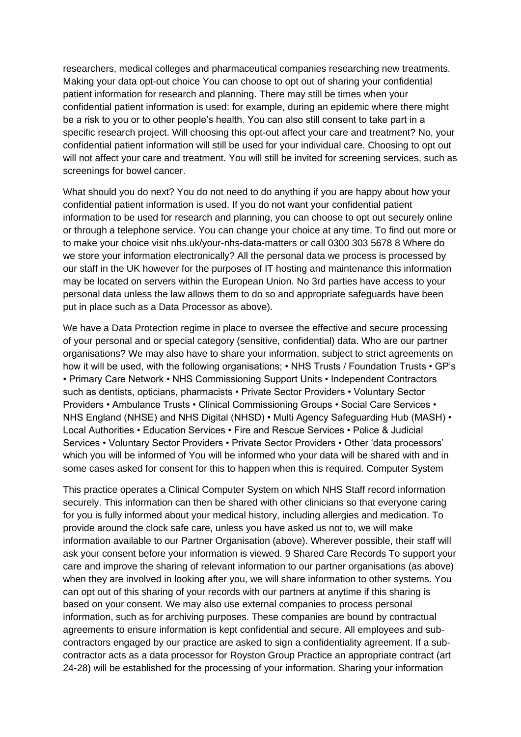researchers, medical colleges and pharmaceutical companies researching new treatments. Making your data opt-out choice You can choose to opt out of sharing your confidential patient information for research and planning. There may still be times when your confidential patient information is used: for example, during an epidemic where there might be a risk to you or to other people's health. You can also still consent to take part in a specific research project. Will choosing this opt-out affect your care and treatment? No, your confidential patient information will still be used for your individual care. Choosing to opt out will not affect your care and treatment. You will still be invited for screening services, such as screenings for bowel cancer.

What should you do next? You do not need to do anything if you are happy about how your confidential patient information is used. If you do not want your confidential patient information to be used for research and planning, you can choose to opt out securely online or through a telephone service. You can change your choice at any time. To find out more or to make your choice visit nhs.uk/your-nhs-data-matters or call 0300 303 5678 8 Where do we store your information electronically? All the personal data we process is processed by our staff in the UK however for the purposes of IT hosting and maintenance this information may be located on servers within the European Union. No 3rd parties have access to your personal data unless the law allows them to do so and appropriate safeguards have been put in place such as a Data Processor as above).

We have a Data Protection regime in place to oversee the effective and secure processing of your personal and or special category (sensitive, confidential) data. Who are our partner organisations? We may also have to share your information, subject to strict agreements on how it will be used, with the following organisations; • NHS Trusts / Foundation Trusts • GP's • Primary Care Network • NHS Commissioning Support Units • Independent Contractors such as dentists, opticians, pharmacists • Private Sector Providers • Voluntary Sector Providers • Ambulance Trusts • Clinical Commissioning Groups • Social Care Services • NHS England (NHSE) and NHS Digital (NHSD) • Multi Agency Safeguarding Hub (MASH) • Local Authorities • Education Services • Fire and Rescue Services • Police & Judicial Services • Voluntary Sector Providers • Private Sector Providers • Other 'data processors' which you will be informed of You will be informed who your data will be shared with and in some cases asked for consent for this to happen when this is required. Computer System

This practice operates a Clinical Computer System on which NHS Staff record information securely. This information can then be shared with other clinicians so that everyone caring for you is fully informed about your medical history, including allergies and medication. To provide around the clock safe care, unless you have asked us not to, we will make information available to our Partner Organisation (above). Wherever possible, their staff will ask your consent before your information is viewed. 9 Shared Care Records To support your care and improve the sharing of relevant information to our partner organisations (as above) when they are involved in looking after you, we will share information to other systems. You can opt out of this sharing of your records with our partners at anytime if this sharing is based on your consent. We may also use external companies to process personal information, such as for archiving purposes. These companies are bound by contractual agreements to ensure information is kept confidential and secure. All employees and sub-contractors engaged by our practice are asked to sign a confidentiality agreement. If a sub-contractor acts as a data processor for Royston Group Practice an appropriate contract (art 24-28) will be established for the processing of your information. Sharing your information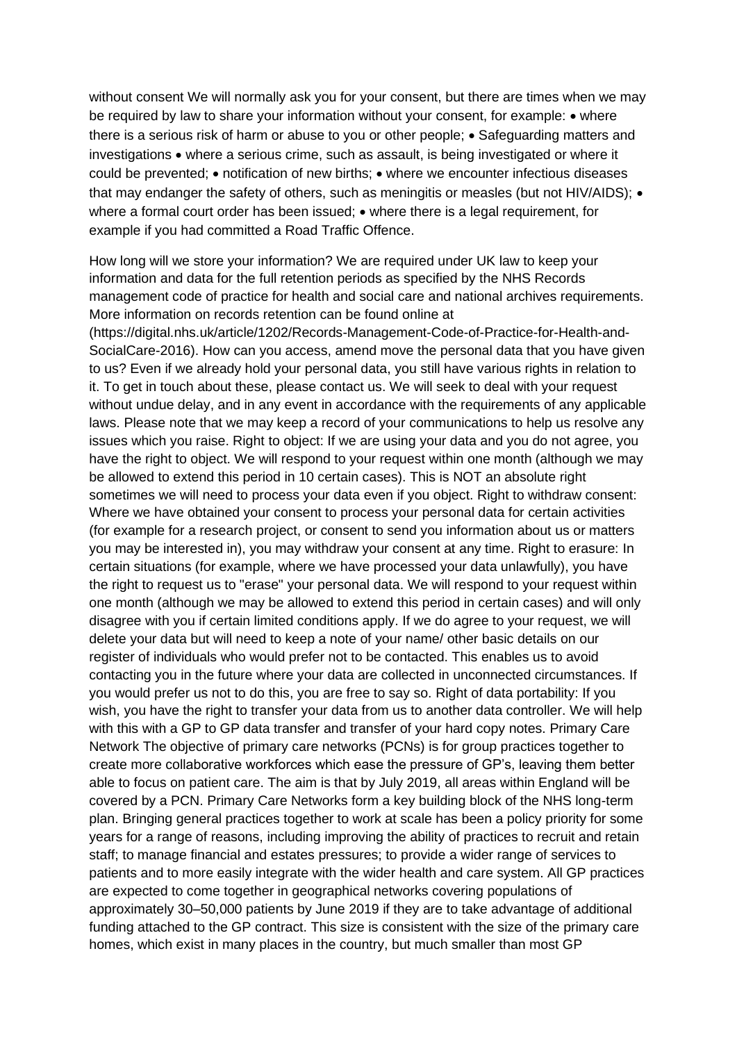without consent We will normally ask you for your consent, but there are times when we may be required by law to share your information without your consent, for example: • where there is a serious risk of harm or abuse to you or other people; • Safeguarding matters and investigations • where a serious crime, such as assault, is being investigated or where it could be prevented; • notification of new births; • where we encounter infectious diseases that may endanger the safety of others, such as meningitis or measles (but not HIV/AIDS); • where a formal court order has been issued; • where there is a legal requirement, for example if you had committed a Road Traffic Offence.

How long will we store your information? We are required under UK law to keep your information and data for the full retention periods as specified by the NHS Records management code of practice for health and social care and national archives requirements. More information on records retention can be found online at (https://digital.nhs.uk/article/1202/Records-Management-Code-of-Practice-for-Health-and-SocialCare-2016). How can you access, amend move the personal data that you have given to us? Even if we already hold your personal data, you still have various rights in relation to it. To get in touch about these, please contact us. We will seek to deal with your request without undue delay, and in any event in accordance with the requirements of any applicable laws. Please note that we may keep a record of your communications to help us resolve any issues which you raise. Right to object: If we are using your data and you do not agree, you have the right to object. We will respond to your request within one month (although we may be allowed to extend this period in 10 certain cases). This is NOT an absolute right sometimes we will need to process your data even if you object. Right to withdraw consent: Where we have obtained your consent to process your personal data for certain activities (for example for a research project, or consent to send you information about us or matters you may be interested in), you may withdraw your consent at any time. Right to erasure: In certain situations (for example, where we have processed your data unlawfully), you have the right to request us to "erase" your personal data. We will respond to your request within one month (although we may be allowed to extend this period in certain cases) and will only disagree with you if certain limited conditions apply. If we do agree to your request, we will delete your data but will need to keep a note of your name/ other basic details on our register of individuals who would prefer not to be contacted. This enables us to avoid contacting you in the future where your data are collected in unconnected circumstances. If you would prefer us not to do this, you are free to say so. Right of data portability: If you wish, you have the right to transfer your data from us to another data controller. We will help with this with a GP to GP data transfer and transfer of your hard copy notes. Primary Care Network The objective of primary care networks (PCNs) is for group practices together to create more collaborative workforces which ease the pressure of GP's, leaving them better able to focus on patient care. The aim is that by July 2019, all areas within England will be covered by a PCN. Primary Care Networks form a key building block of the NHS long-term plan. Bringing general practices together to work at scale has been a policy priority for some years for a range of reasons, including improving the ability of practices to recruit and retain staff; to manage financial and estates pressures; to provide a wider range of services to patients and to more easily integrate with the wider health and care system. All GP practices are expected to come together in geographical networks covering populations of approximately 30–50,000 patients by June 2019 if they are to take advantage of additional funding attached to the GP contract. This size is consistent with the size of the primary care homes, which exist in many places in the country, but much smaller than most GP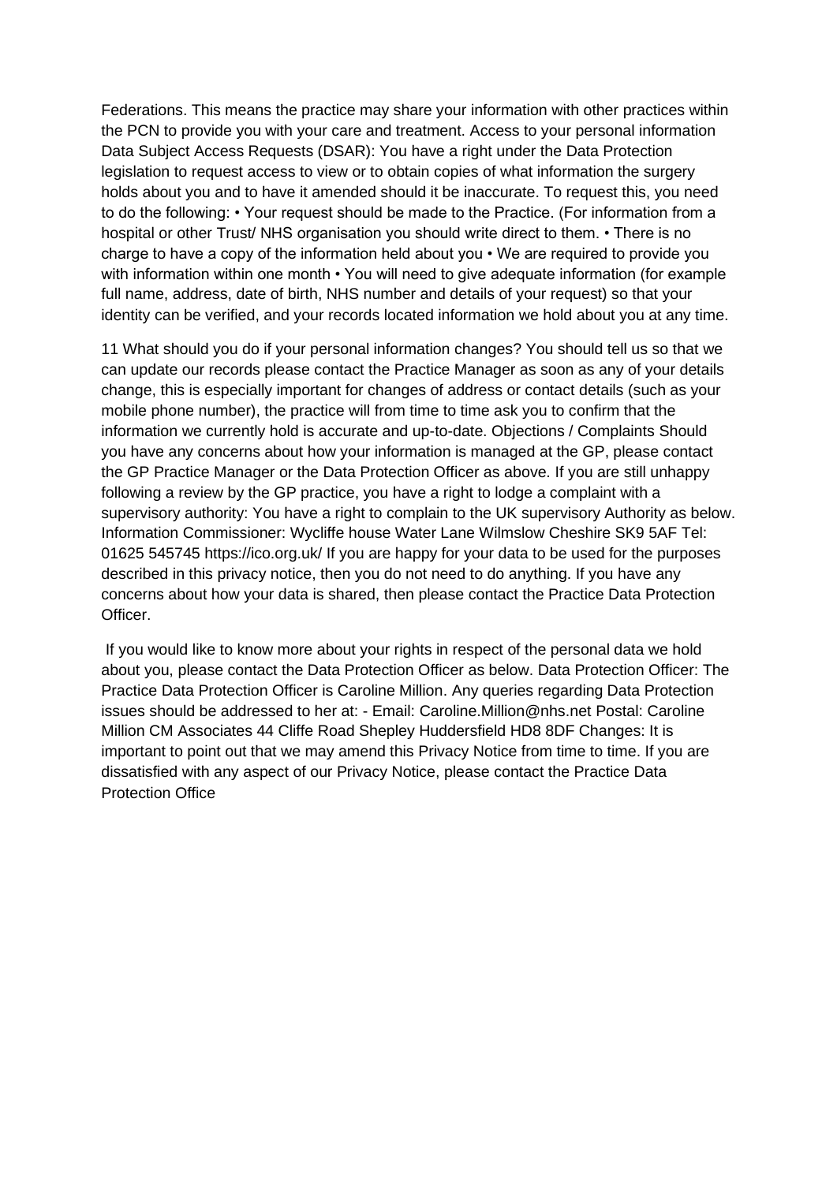Federations. This means the practice may share your information with other practices within the PCN to provide you with your care and treatment. Access to your personal information Data Subject Access Requests (DSAR): You have a right under the Data Protection legislation to request access to view or to obtain copies of what information the surgery holds about you and to have it amended should it be inaccurate. To request this, you need to do the following: • Your request should be made to the Practice. (For information from a hospital or other Trust/ NHS organisation you should write direct to them. • There is no charge to have a copy of the information held about you • We are required to provide you with information within one month • You will need to give adequate information (for example full name, address, date of birth, NHS number and details of your request) so that your identity can be verified, and your records located information we hold about you at any time.

11 What should you do if your personal information changes? You should tell us so that we can update our records please contact the Practice Manager as soon as any of your details change, this is especially important for changes of address or contact details (such as your mobile phone number), the practice will from time to time ask you to confirm that the information we currently hold is accurate and up-to-date. Objections / Complaints Should you have any concerns about how your information is managed at the GP, please contact the GP Practice Manager or the Data Protection Officer as above. If you are still unhappy following a review by the GP practice, you have a right to lodge a complaint with a supervisory authority: You have a right to complain to the UK supervisory Authority as below. Information Commissioner: Wycliffe house Water Lane Wilmslow Cheshire SK9 5AF Tel: 01625 545745 https://ico.org.uk/ If you are happy for your data to be used for the purposes described in this privacy notice, then you do not need to do anything. If you have any concerns about how your data is shared, then please contact the Practice Data Protection Officer.

If you would like to know more about your rights in respect of the personal data we hold about you, please contact the Data Protection Officer as below. Data Protection Officer: The Practice Data Protection Officer is Caroline Million. Any queries regarding Data Protection issues should be addressed to her at: - Email: Caroline.Million@nhs.net Postal: Caroline Million CM Associates 44 Cliffe Road Shepley Huddersfield HD8 8DF Changes: It is important to point out that we may amend this Privacy Notice from time to time. If you are dissatisfied with any aspect of our Privacy Notice, please contact the Practice Data Protection Office